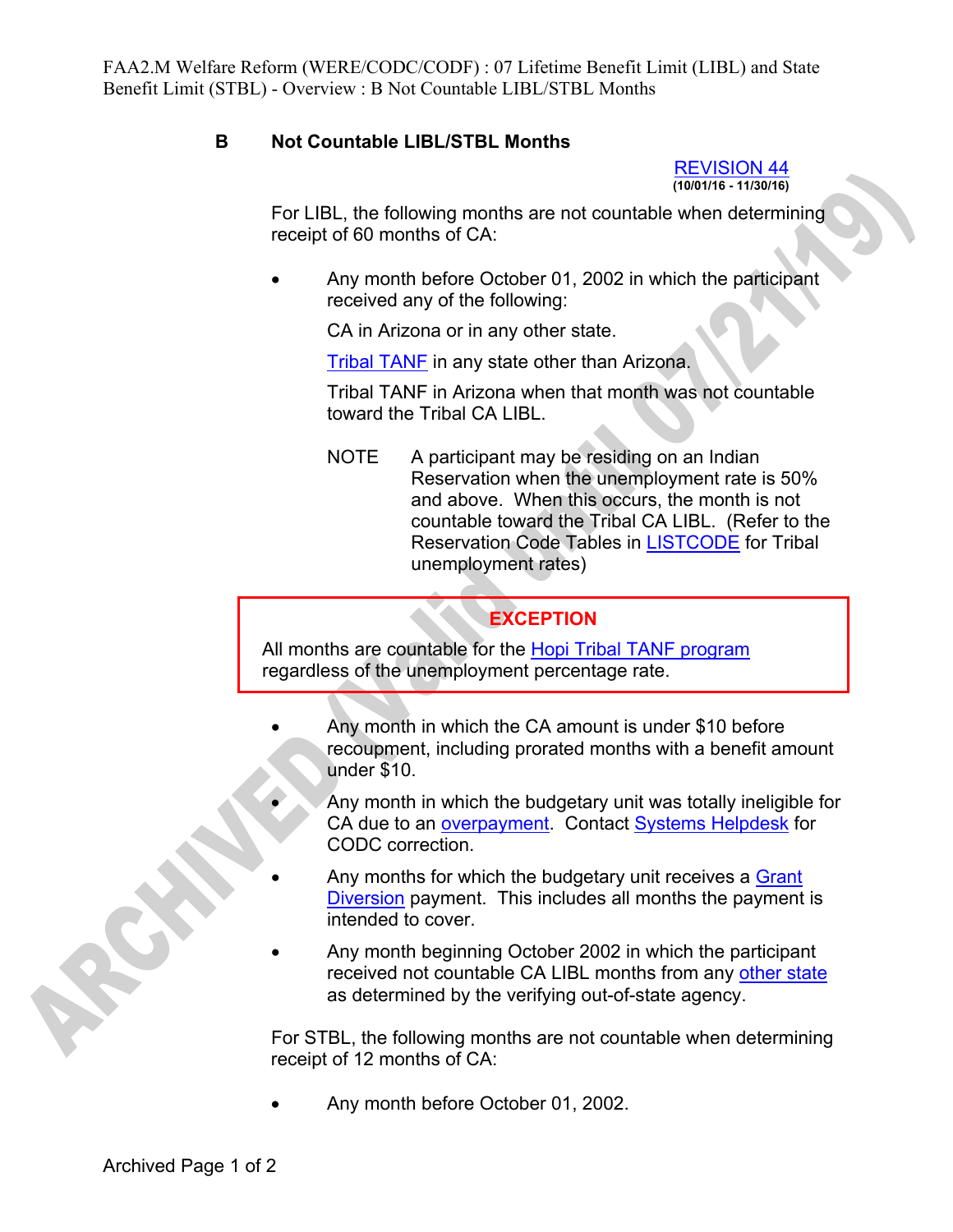FAA2.M Welfare Reform (WERE/CODC/CODF) : 07 Lifetime Benefit Limit (LIBL) and State Benefit Limit (STBL) - Overview : B Not Countable LIBL/STBL Months

## B Not Countable LIBL/STBL Months

REVISION 44
(10/01/16 - 11/30/16)

For LIBL, the following months are not countable when determining receipt of 60 months of CA:

- Any month before October 01, 2002 in which the participant received any of the following:

  CA in Arizona or in any other state.

  Tribal TANF in any state other than Arizona.

  Tribal TANF in Arizona when that month was not countable toward the Tribal CA LIBL.

  NOTE A participant may be residing on an Indian Reservation when the unemployment rate is 50% and above. When this occurs, the month is not countable toward the Tribal CA LIBL. (Refer to the Reservation Code Tables in LISTCODE for Tribal unemployment rates)

> **EXCEPTION**
>
> All months are countable for the Hopi Tribal TANF program regardless of the unemployment percentage rate.

- Any month in which the CA amount is under $10 before recoupment, including prorated months with a benefit amount under $10.
- Any month in which the budgetary unit was totally ineligible for CA due to an overpayment. Contact Systems Helpdesk for CODC correction.
- Any months for which the budgetary unit receives a Grant Diversion payment. This includes all months the payment is intended to cover.
- Any month beginning October 2002 in which the participant received not countable CA LIBL months from any other state as determined by the verifying out-of-state agency.

For STBL, the following months are not countable when determining receipt of 12 months of CA:

- Any month before October 01, 2002.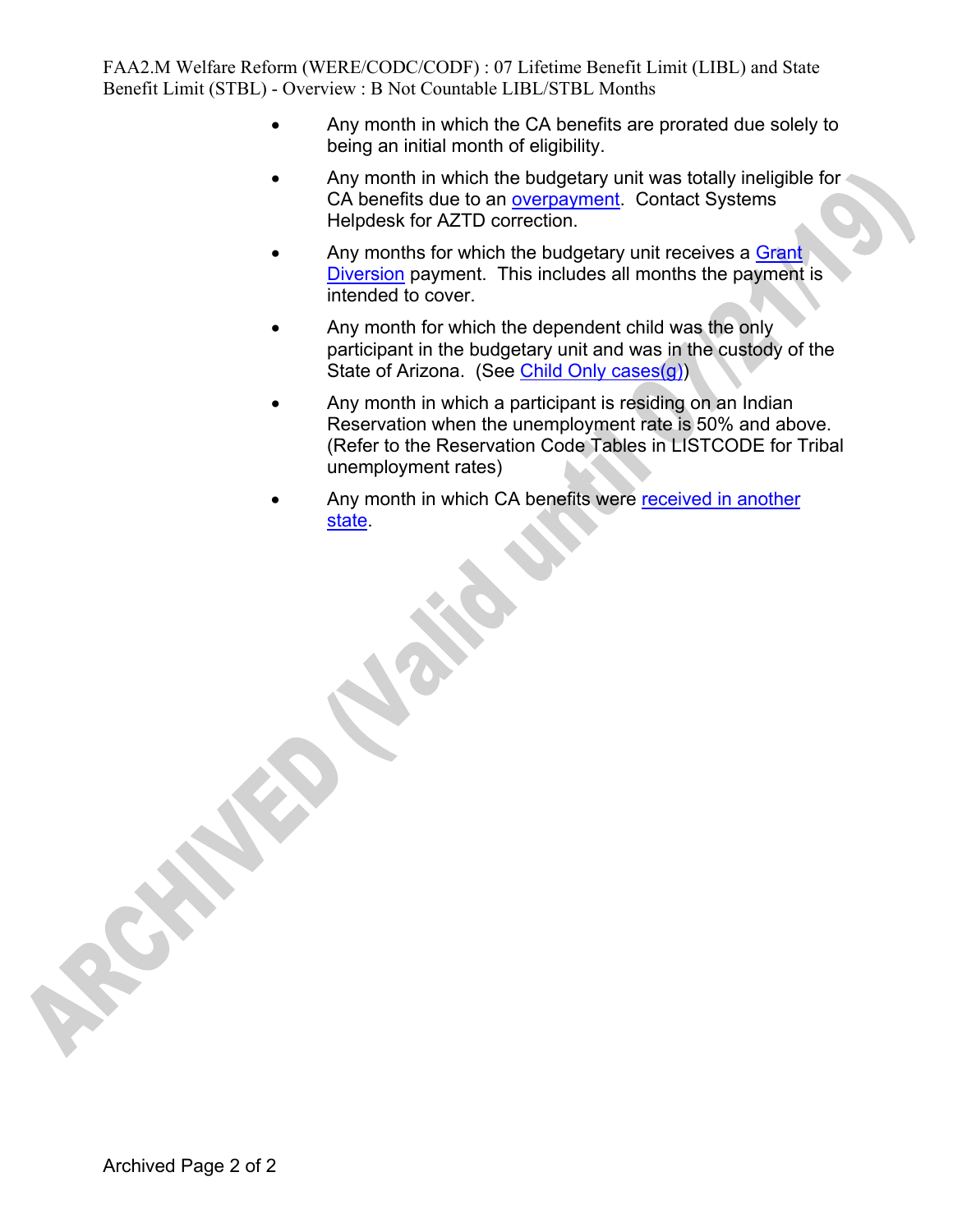- Any month in which the CA benefits are prorated due solely to being an initial month of eligibility.
- Any month in which the budgetary unit was totally ineligible for CA benefits due to an overpayment. Contact Systems Helpdesk for AZTD correction.
- Any months for which the budgetary unit receives a Grant Diversion payment. This includes all months the payment is intended to cover.
- Any month for which the dependent child was the only participant in the budgetary unit and was in the custody of the State of Arizona. (See Child Only cases(g))
- Any month in which a participant is residing on an Indian Reservation when the unemployment rate is 50% and above. (Refer to the Reservation Code Tables in LISTCODE for Tribal unemployment rates)
- Any month in which CA benefits were received in another state.